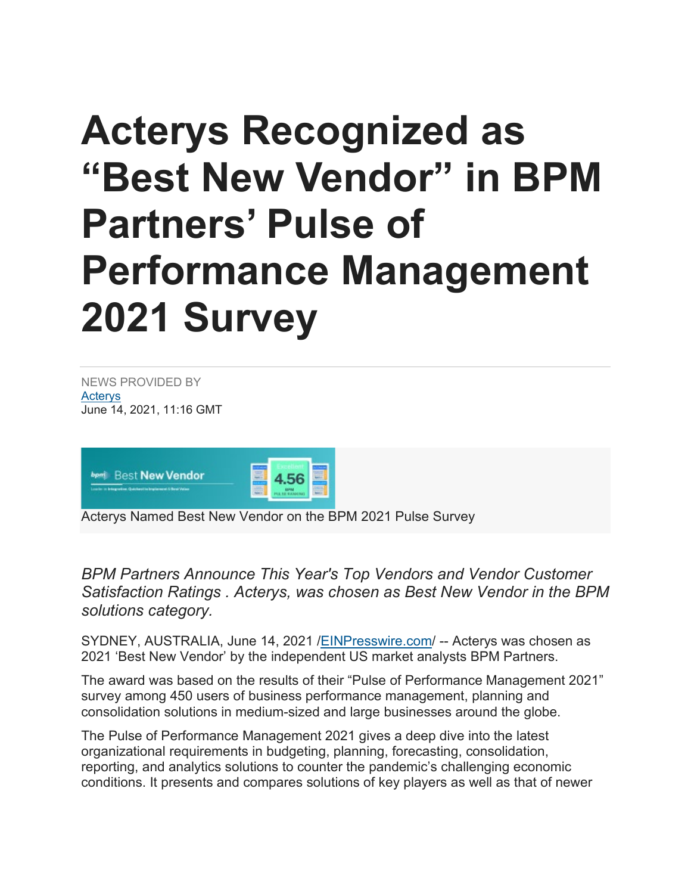# Acterys Recognized as "Best New Vendor" in BPM Partners' Pulse of Performance Management 2021 Survey

NEWS PROVIDED BY
Acterys
June 14, 2021, 11:16 GMT

Acterys Named Best New Vendor on the BPM 2021 Pulse Survey

*BPM Partners Announce This Year's Top Vendors and Vendor Customer Satisfaction Ratings . Acterys, was chosen as Best New Vendor in the BPM solutions category.*

SYDNEY, AUSTRALIA, June 14, 2021 /EINPresswire.com/ -- Acterys was chosen as 2021 'Best New Vendor' by the independent US market analysts BPM Partners.

The award was based on the results of their "Pulse of Performance Management 2021" survey among 450 users of business performance management, planning and consolidation solutions in medium-sized and large businesses around the globe.

The Pulse of Performance Management 2021 gives a deep dive into the latest organizational requirements in budgeting, planning, forecasting, consolidation, reporting, and analytics solutions to counter the pandemic's challenging economic conditions. It presents and compares solutions of key players as well as that of newer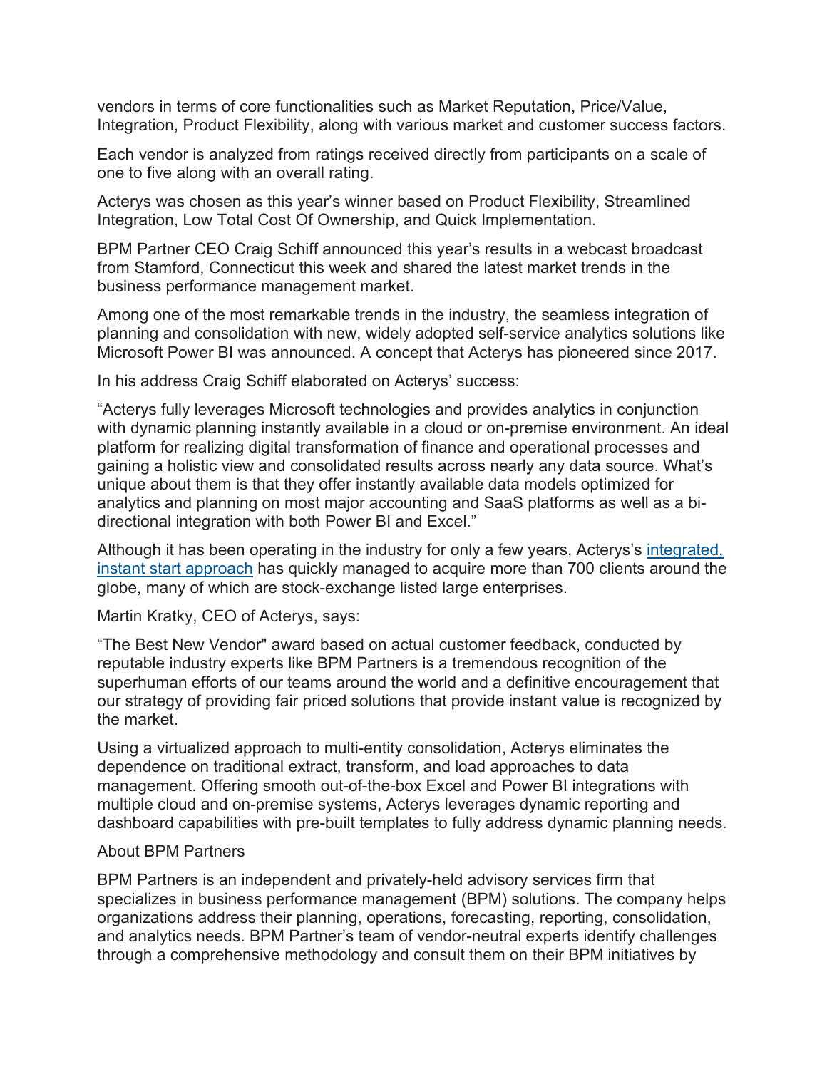vendors in terms of core functionalities such as Market Reputation, Price/Value, Integration, Product Flexibility, along with various market and customer success factors.

Each vendor is analyzed from ratings received directly from participants on a scale of one to five along with an overall rating.

Acterys was chosen as this year's winner based on Product Flexibility, Streamlined Integration, Low Total Cost Of Ownership, and Quick Implementation.

BPM Partner CEO Craig Schiff announced this year's results in a webcast broadcast from Stamford, Connecticut this week and shared the latest market trends in the business performance management market.

Among one of the most remarkable trends in the industry, the seamless integration of planning and consolidation with new, widely adopted self-service analytics solutions like Microsoft Power BI was announced. A concept that Acterys has pioneered since 2017.

In his address Craig Schiff elaborated on Acterys' success:

"Acterys fully leverages Microsoft technologies and provides analytics in conjunction with dynamic planning instantly available in a cloud or on-premise environment. An ideal platform for realizing digital transformation of finance and operational processes and gaining a holistic view and consolidated results across nearly any data source. What's unique about them is that they offer instantly available data models optimized for analytics and planning on most major accounting and SaaS platforms as well as a bi-directional integration with both Power BI and Excel."

Although it has been operating in the industry for only a few years, Acterys's integrated, instant start approach has quickly managed to acquire more than 700 clients around the globe, many of which are stock-exchange listed large enterprises.

Martin Kratky, CEO of Acterys, says:

"The Best New Vendor" award based on actual customer feedback, conducted by reputable industry experts like BPM Partners is a tremendous recognition of the superhuman efforts of our teams around the world and a definitive encouragement that our strategy of providing fair priced solutions that provide instant value is recognized by the market.

Using a virtualized approach to multi-entity consolidation, Acterys eliminates the dependence on traditional extract, transform, and load approaches to data management. Offering smooth out-of-the-box Excel and Power BI integrations with multiple cloud and on-premise systems, Acterys leverages dynamic reporting and dashboard capabilities with pre-built templates to fully address dynamic planning needs.

About BPM Partners

BPM Partners is an independent and privately-held advisory services firm that specializes in business performance management (BPM) solutions. The company helps organizations address their planning, operations, forecasting, reporting, consolidation, and analytics needs. BPM Partner's team of vendor-neutral experts identify challenges through a comprehensive methodology and consult them on their BPM initiatives by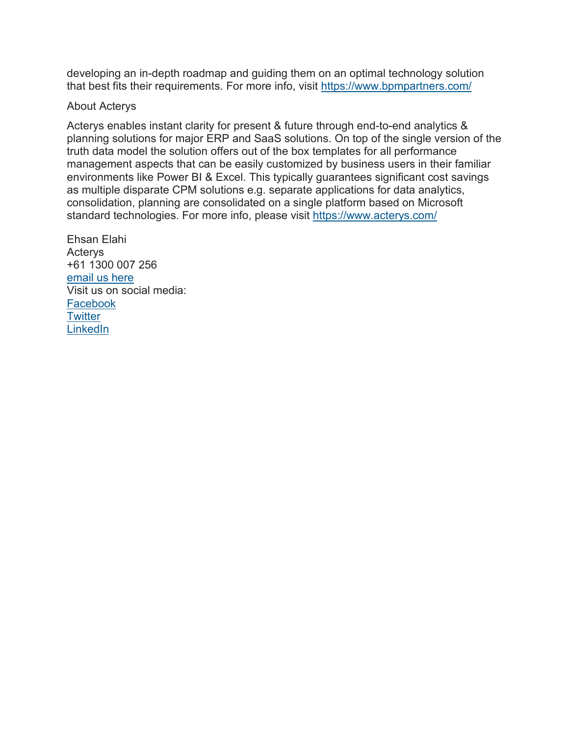developing an in-depth roadmap and guiding them on an optimal technology solution that best fits their requirements. For more info, visit https://www.bpmpartners.com/

About Acterys

Acterys enables instant clarity for present & future through end-to-end analytics & planning solutions for major ERP and SaaS solutions. On top of the single version of the truth data model the solution offers out of the box templates for all performance management aspects that can be easily customized by business users in their familiar environments like Power BI & Excel. This typically guarantees significant cost savings as multiple disparate CPM solutions e.g. separate applications for data analytics, consolidation, planning are consolidated on a single platform based on Microsoft standard technologies. For more info, please visit https://www.acterys.com/

Ehsan Elahi  
Acterys  
+61 1300 007 256  
email us here  
Visit us on social media:  
Facebook  
Twitter  
LinkedIn